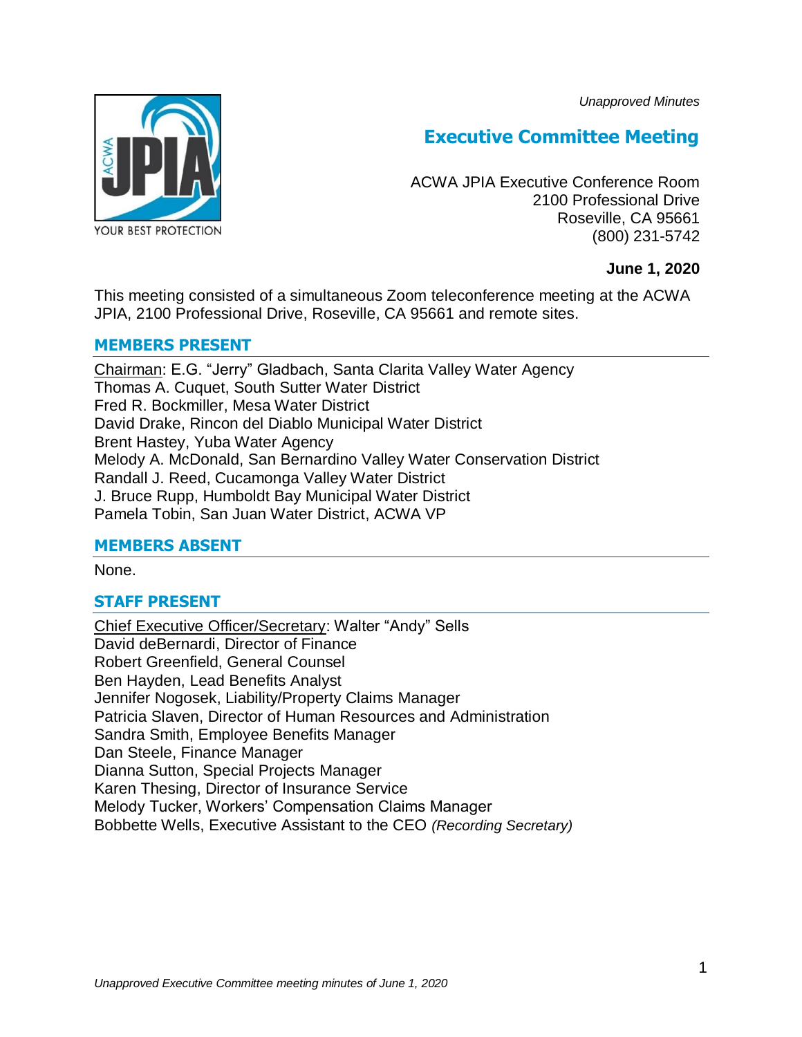*Unapproved Minutes*

# Executive Committee Meeting

ACWA JPIA Executive Conference Room
2100 Professional Drive
Roseville, CA 95661
(800) 231-5742

**June 1, 2020**

This meeting consisted of a simultaneous Zoom teleconference meeting at the ACWA JPIA, 2100 Professional Drive, Roseville, CA 95661 and remote sites.

## MEMBERS PRESENT

Chairman: E.G. "Jerry" Gladbach, Santa Clarita Valley Water Agency
Thomas A. Cuquet, South Sutter Water District
Fred R. Bockmiller, Mesa Water District
David Drake, Rincon del Diablo Municipal Water District
Brent Hastey, Yuba Water Agency
Melody A. McDonald, San Bernardino Valley Water Conservation District
Randall J. Reed, Cucamonga Valley Water District
J. Bruce Rupp, Humboldt Bay Municipal Water District
Pamela Tobin, San Juan Water District, ACWA VP

## MEMBERS ABSENT

None.

## STAFF PRESENT

Chief Executive Officer/Secretary: Walter "Andy" Sells
David deBernardi, Director of Finance
Robert Greenfield, General Counsel
Ben Hayden, Lead Benefits Analyst
Jennifer Nogosek, Liability/Property Claims Manager
Patricia Slaven, Director of Human Resources and Administration
Sandra Smith, Employee Benefits Manager
Dan Steele, Finance Manager
Dianna Sutton, Special Projects Manager
Karen Thesing, Director of Insurance Service
Melody Tucker, Workers' Compensation Claims Manager
Bobbette Wells, Executive Assistant to the CEO *(Recording Secretary)*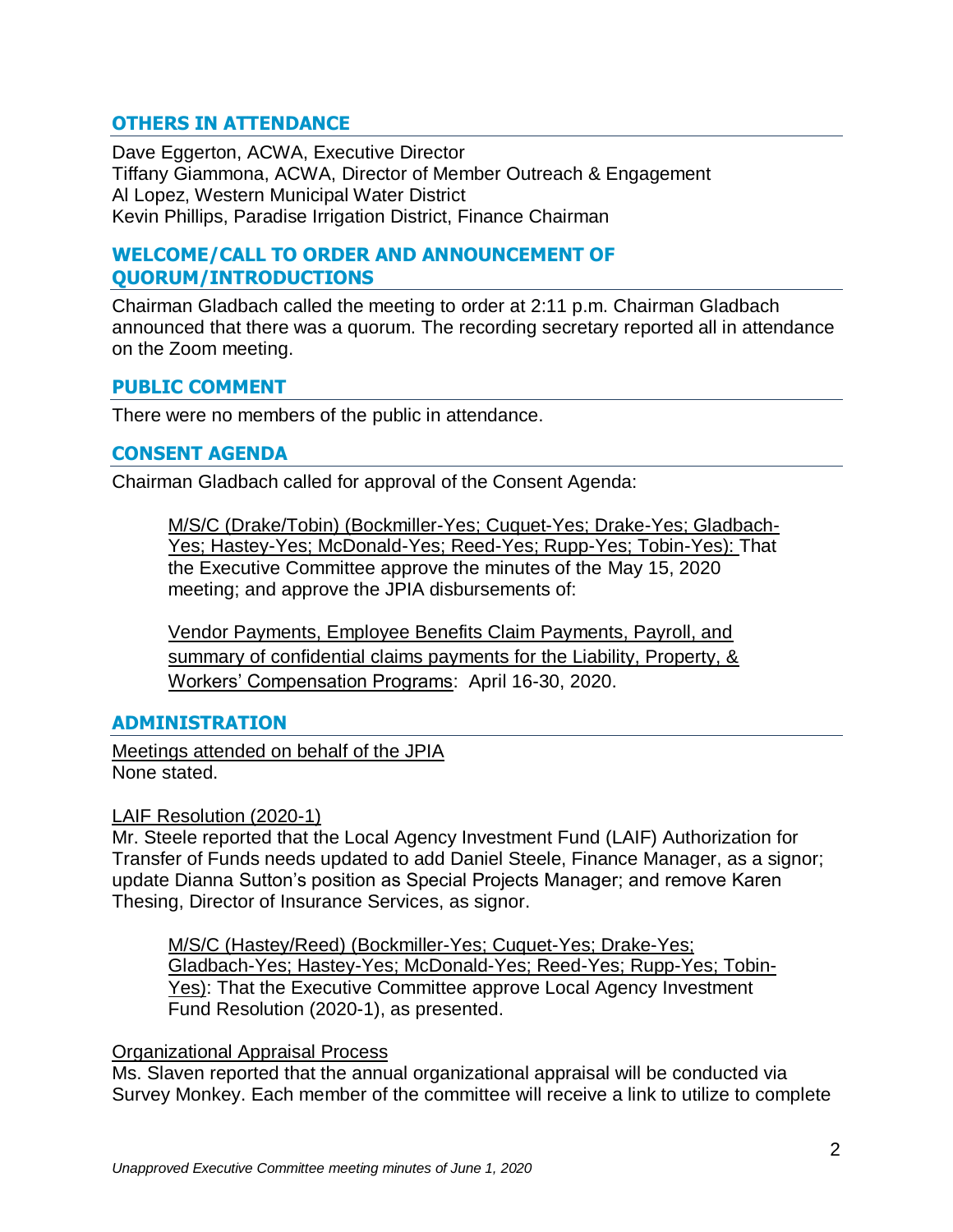## OTHERS IN ATTENDANCE

Dave Eggerton, ACWA, Executive Director
Tiffany Giammona, ACWA, Director of Member Outreach & Engagement
Al Lopez, Western Municipal Water District
Kevin Phillips, Paradise Irrigation District, Finance Chairman

## WELCOME/CALL TO ORDER AND ANNOUNCEMENT OF QUORUM/INTRODUCTIONS

Chairman Gladbach called the meeting to order at 2:11 p.m. Chairman Gladbach announced that there was a quorum. The recording secretary reported all in attendance on the Zoom meeting.

## PUBLIC COMMENT

There were no members of the public in attendance.

## CONSENT AGENDA

Chairman Gladbach called for approval of the Consent Agenda:

> M/S/C (Drake/Tobin) (Bockmiller-Yes; Cuquet-Yes; Drake-Yes; Gladbach-Yes; Hastey-Yes; McDonald-Yes; Reed-Yes; Rupp-Yes; Tobin-Yes): That the Executive Committee approve the minutes of the May 15, 2020 meeting; and approve the JPIA disbursements of:
>
> Vendor Payments, Employee Benefits Claim Payments, Payroll, and summary of confidential claims payments for the Liability, Property, & Workers' Compensation Programs: April 16-30, 2020.

## ADMINISTRATION

Meetings attended on behalf of the JPIA
None stated.

LAIF Resolution (2020-1)
Mr. Steele reported that the Local Agency Investment Fund (LAIF) Authorization for Transfer of Funds needs updated to add Daniel Steele, Finance Manager, as a signor; update Dianna Sutton's position as Special Projects Manager; and remove Karen Thesing, Director of Insurance Services, as signor.

> M/S/C (Hastey/Reed) (Bockmiller-Yes; Cuquet-Yes; Drake-Yes; Gladbach-Yes; Hastey-Yes; McDonald-Yes; Reed-Yes; Rupp-Yes; Tobin-Yes): That the Executive Committee approve Local Agency Investment Fund Resolution (2020-1), as presented.

Organizational Appraisal Process
Ms. Slaven reported that the annual organizational appraisal will be conducted via Survey Monkey. Each member of the committee will receive a link to utilize to complete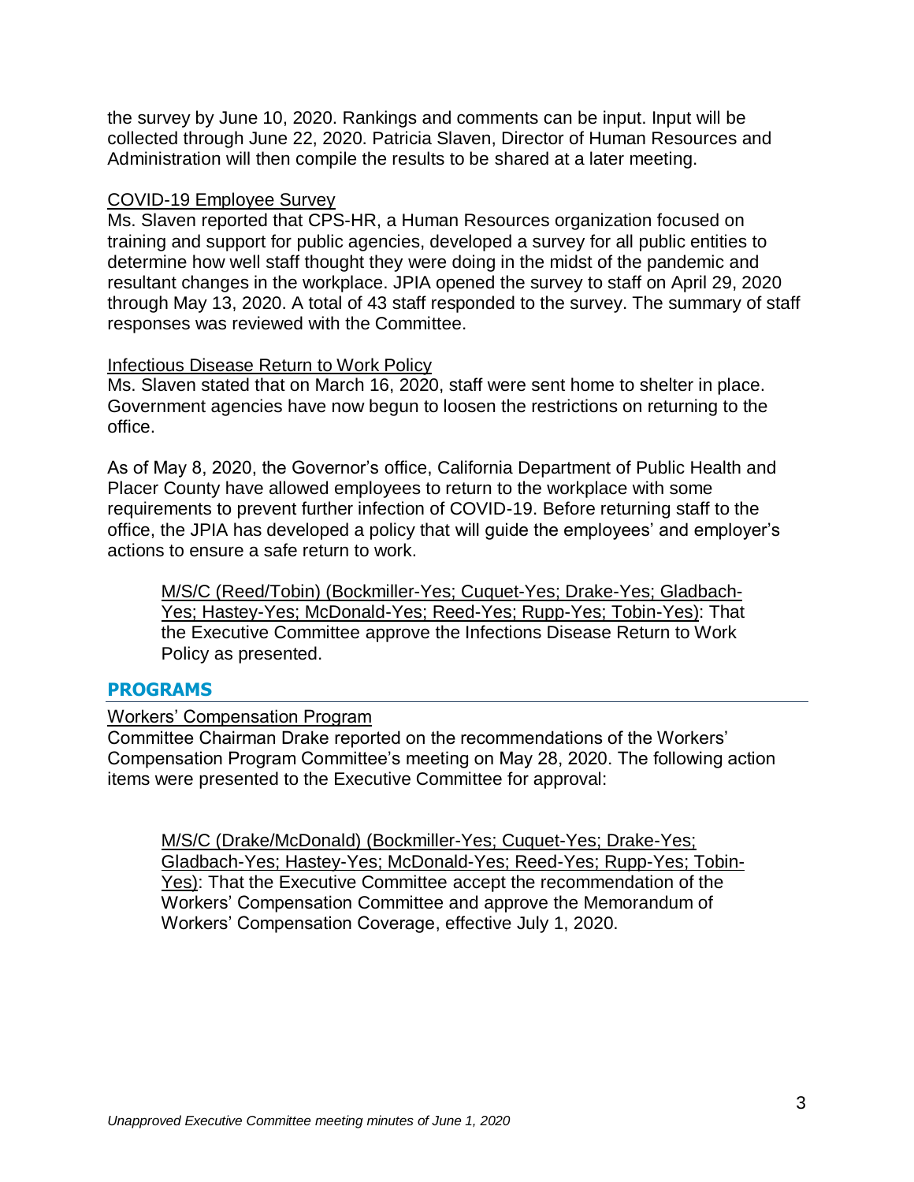the survey by June 10, 2020. Rankings and comments can be input. Input will be collected through June 22, 2020. Patricia Slaven, Director of Human Resources and Administration will then compile the results to be shared at a later meeting.

<u>COVID-19 Employee Survey</u>

Ms. Slaven reported that CPS-HR, a Human Resources organization focused on training and support for public agencies, developed a survey for all public entities to determine how well staff thought they were doing in the midst of the pandemic and resultant changes in the workplace. JPIA opened the survey to staff on April 29, 2020 through May 13, 2020. A total of 43 staff responded to the survey. The summary of staff responses was reviewed with the Committee.

<u>Infectious Disease Return to Work Policy</u>

Ms. Slaven stated that on March 16, 2020, staff were sent home to shelter in place. Government agencies have now begun to loosen the restrictions on returning to the office.

As of May 8, 2020, the Governor's office, California Department of Public Health and Placer County have allowed employees to return to the workplace with some requirements to prevent further infection of COVID-19. Before returning staff to the office, the JPIA has developed a policy that will guide the employees' and employer's actions to ensure a safe return to work.

> <u>M/S/C (Reed/Tobin) (Bockmiller-Yes; Cuquet-Yes; Drake-Yes; Gladbach-Yes; Hastey-Yes; McDonald-Yes; Reed-Yes; Rupp-Yes; Tobin-Yes)</u>: That the Executive Committee approve the Infections Disease Return to Work Policy as presented.

## PROGRAMS

<u>Workers' Compensation Program</u>

Committee Chairman Drake reported on the recommendations of the Workers' Compensation Program Committee's meeting on May 28, 2020. The following action items were presented to the Executive Committee for approval:

> <u>M/S/C (Drake/McDonald) (Bockmiller-Yes; Cuquet-Yes; Drake-Yes; Gladbach-Yes; Hastey-Yes; McDonald-Yes; Reed-Yes; Rupp-Yes; Tobin-Yes)</u>: That the Executive Committee accept the recommendation of the Workers' Compensation Committee and approve the Memorandum of Workers' Compensation Coverage, effective July 1, 2020.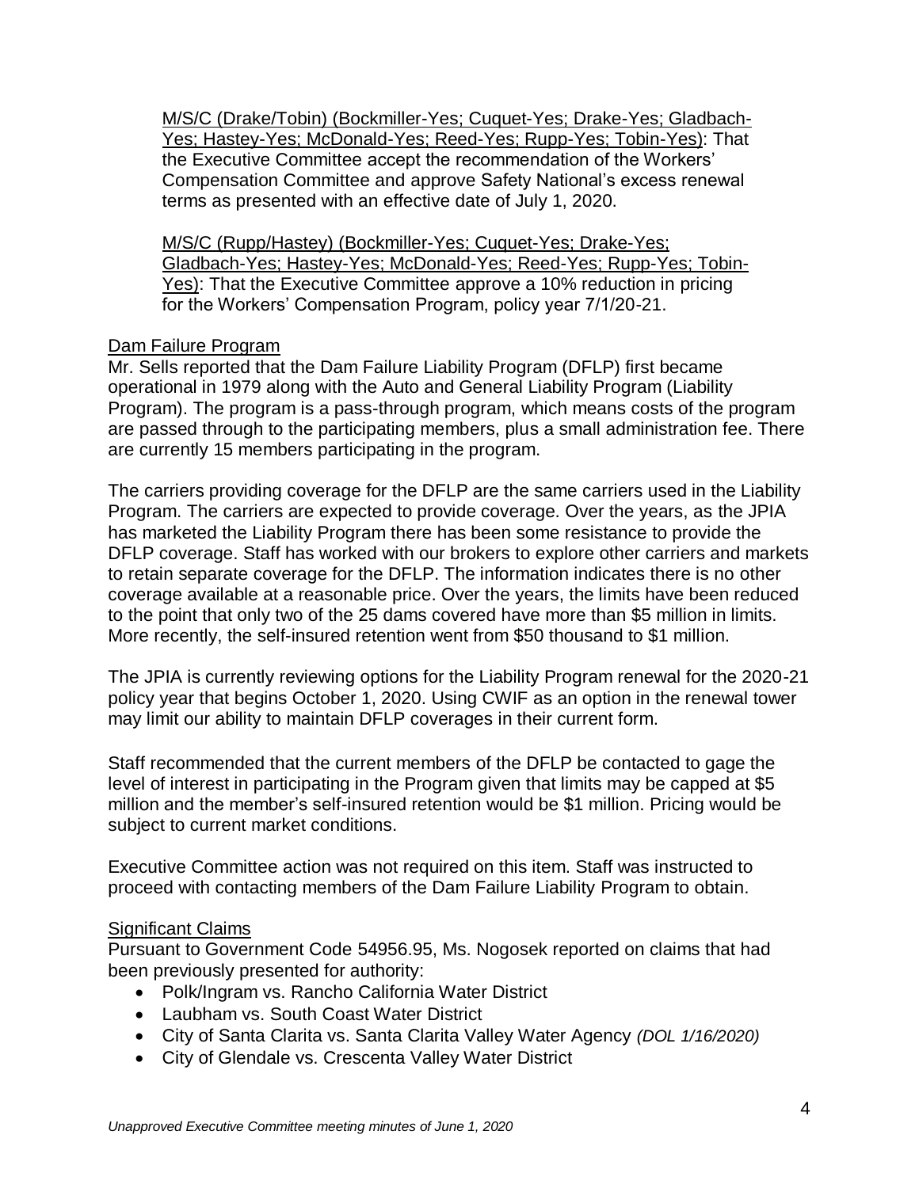M/S/C (Drake/Tobin) (Bockmiller-Yes; Cuquet-Yes; Drake-Yes; Gladbach-Yes; Hastey-Yes; McDonald-Yes; Reed-Yes; Rupp-Yes; Tobin-Yes): That the Executive Committee accept the recommendation of the Workers' Compensation Committee and approve Safety National's excess renewal terms as presented with an effective date of July 1, 2020.

M/S/C (Rupp/Hastey) (Bockmiller-Yes; Cuquet-Yes; Drake-Yes; Gladbach-Yes; Hastey-Yes; McDonald-Yes; Reed-Yes; Rupp-Yes; Tobin-Yes): That the Executive Committee approve a 10% reduction in pricing for the Workers' Compensation Program, policy year 7/1/20-21.

Dam Failure Program

Mr. Sells reported that the Dam Failure Liability Program (DFLP) first became operational in 1979 along with the Auto and General Liability Program (Liability Program). The program is a pass-through program, which means costs of the program are passed through to the participating members, plus a small administration fee. There are currently 15 members participating in the program.

The carriers providing coverage for the DFLP are the same carriers used in the Liability Program. The carriers are expected to provide coverage. Over the years, as the JPIA has marketed the Liability Program there has been some resistance to provide the DFLP coverage. Staff has worked with our brokers to explore other carriers and markets to retain separate coverage for the DFLP. The information indicates there is no other coverage available at a reasonable price. Over the years, the limits have been reduced to the point that only two of the 25 dams covered have more than $5 million in limits. More recently, the self-insured retention went from $50 thousand to $1 million.

The JPIA is currently reviewing options for the Liability Program renewal for the 2020-21 policy year that begins October 1, 2020. Using CWIF as an option in the renewal tower may limit our ability to maintain DFLP coverages in their current form.

Staff recommended that the current members of the DFLP be contacted to gage the level of interest in participating in the Program given that limits may be capped at $5 million and the member's self-insured retention would be $1 million. Pricing would be subject to current market conditions.

Executive Committee action was not required on this item. Staff was instructed to proceed with contacting members of the Dam Failure Liability Program to obtain.

Significant Claims

Pursuant to Government Code 54956.95, Ms. Nogosek reported on claims that had been previously presented for authority:

- Polk/Ingram vs. Rancho California Water District
- Laubham vs. South Coast Water District
- City of Santa Clarita vs. Santa Clarita Valley Water Agency *(DOL 1/16/2020)*
- City of Glendale vs. Crescenta Valley Water District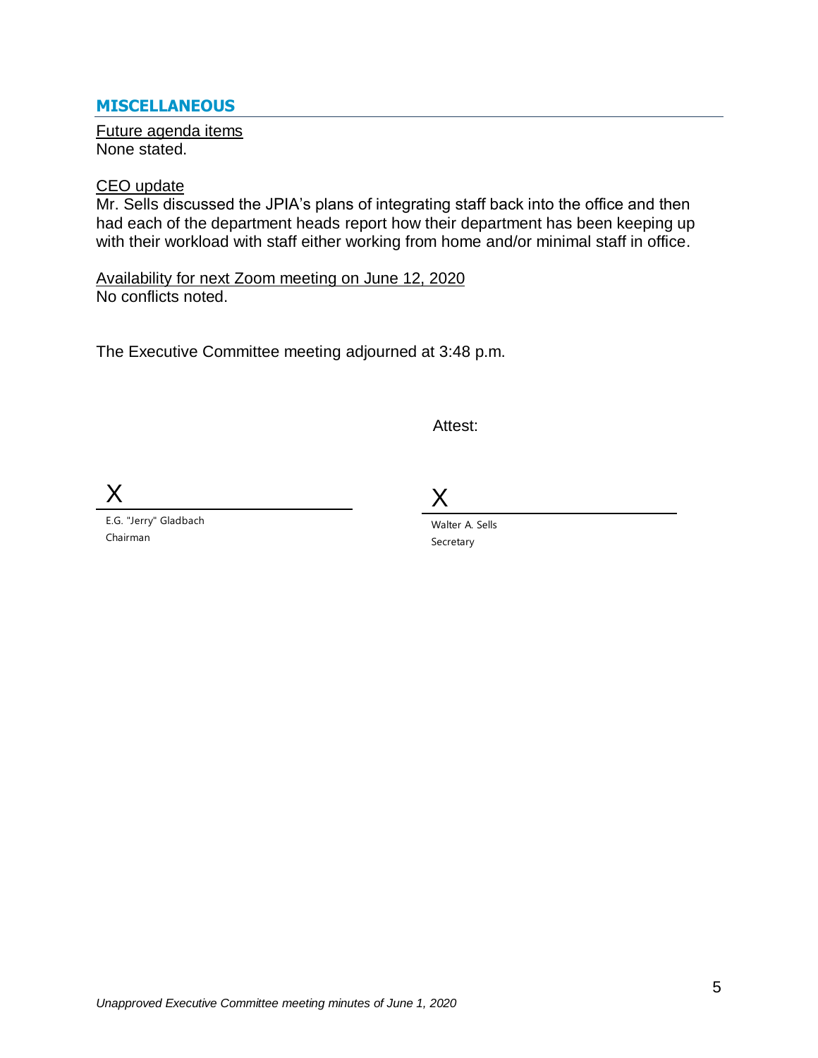## MISCELLANEOUS

Future agenda items
None stated.

CEO update
Mr. Sells discussed the JPIA's plans of integrating staff back into the office and then had each of the department heads report how their department has been keeping up with their workload with staff either working from home and/or minimal staff in office.

Availability for next Zoom meeting on June 12, 2020
No conflicts noted.

The Executive Committee meeting adjourned at 3:48 p.m.

Attest:

X
E.G. "Jerry" Gladbach
Chairman

X
Walter A. Sells
Secretary

*Unapproved Executive Committee meeting minutes of June 1, 2020*